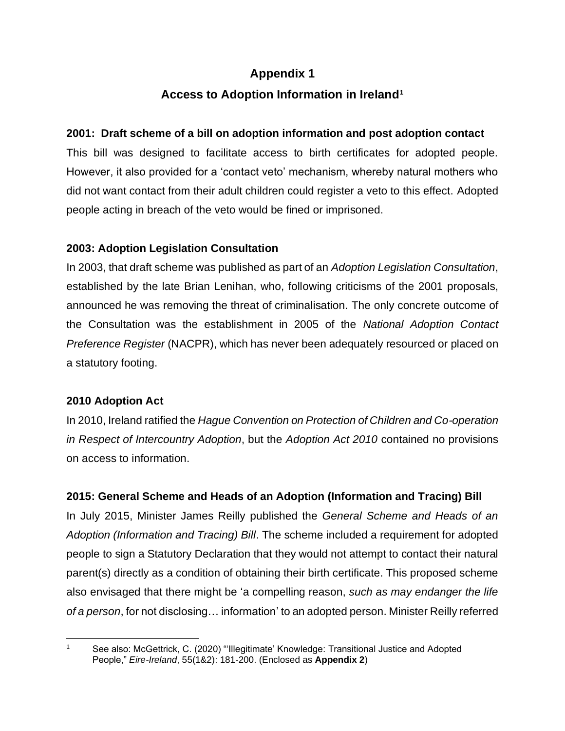# Appendix 1

## Access to Adoption Information in Ireland[1]

### 2001: Draft scheme of a bill on adoption information and post adoption contact

This bill was designed to facilitate access to birth certificates for adopted people. However, it also provided for a 'contact veto' mechanism, whereby natural mothers who did not want contact from their adult children could register a veto to this effect. Adopted people acting in breach of the veto would be fined or imprisoned.

### 2003: Adoption Legislation Consultation

In 2003, that draft scheme was published as part of an *Adoption Legislation Consultation*, established by the late Brian Lenihan, who, following criticisms of the 2001 proposals, announced he was removing the threat of criminalisation. The only concrete outcome of the Consultation was the establishment in 2005 of the *National Adoption Contact Preference Register* (NACPR), which has never been adequately resourced or placed on a statutory footing.

### 2010 Adoption Act

In 2010, Ireland ratified the *Hague Convention on Protection of Children and Co-operation in Respect of Intercountry Adoption*, but the *Adoption Act 2010* contained no provisions on access to information.

### 2015: General Scheme and Heads of an Adoption (Information and Tracing) Bill

In July 2015, Minister James Reilly published the *General Scheme and Heads of an Adoption (Information and Tracing) Bill*. The scheme included a requirement for adopted people to sign a Statutory Declaration that they would not attempt to contact their natural parent(s) directly as a condition of obtaining their birth certificate. This proposed scheme also envisaged that there might be 'a compelling reason, *such as may endanger the life of a person*, for not disclosing… information' to an adopted person. Minister Reilly referred

---

[1] See also: McGettrick, C. (2020) "'Illegitimate' Knowledge: Transitional Justice and Adopted People," *Eire-Ireland*, 55(1&2): 181-200. (Enclosed as **Appendix 2**)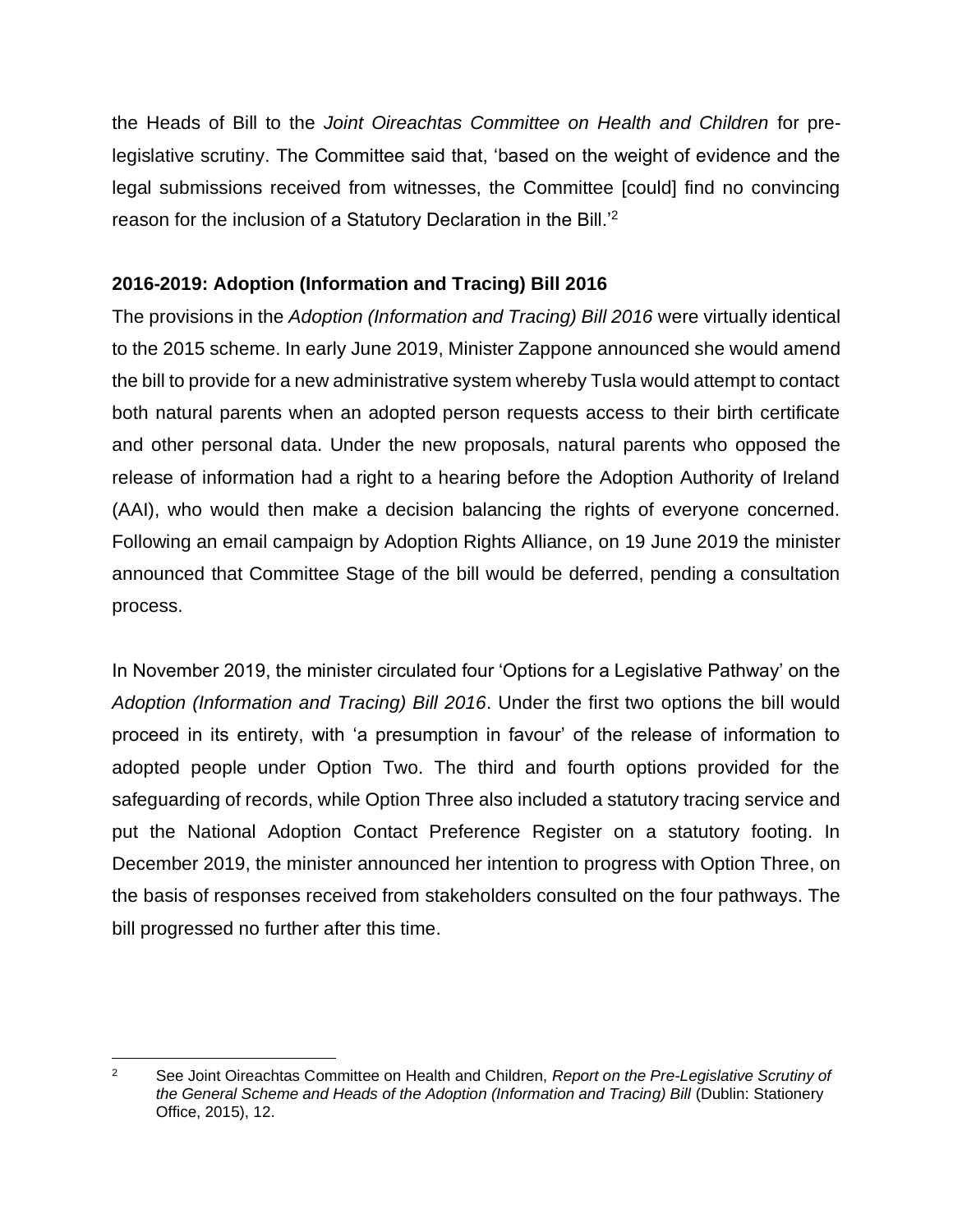the Heads of Bill to the *Joint Oireachtas Committee on Health and Children* for pre-legislative scrutiny. The Committee said that, 'based on the weight of evidence and the legal submissions received from witnesses, the Committee [could] find no convincing reason for the inclusion of a Statutory Declaration in the Bill.'[2]

**2016-2019: Adoption (Information and Tracing) Bill 2016**

The provisions in the *Adoption (Information and Tracing) Bill 2016* were virtually identical to the 2015 scheme. In early June 2019, Minister Zappone announced she would amend the bill to provide for a new administrative system whereby Tusla would attempt to contact both natural parents when an adopted person requests access to their birth certificate and other personal data. Under the new proposals, natural parents who opposed the release of information had a right to a hearing before the Adoption Authority of Ireland (AAI), who would then make a decision balancing the rights of everyone concerned. Following an email campaign by Adoption Rights Alliance, on 19 June 2019 the minister announced that Committee Stage of the bill would be deferred, pending a consultation process.

In November 2019, the minister circulated four 'Options for a Legislative Pathway' on the *Adoption (Information and Tracing) Bill 2016*. Under the first two options the bill would proceed in its entirety, with 'a presumption in favour' of the release of information to adopted people under Option Two. The third and fourth options provided for the safeguarding of records, while Option Three also included a statutory tracing service and put the National Adoption Contact Preference Register on a statutory footing. In December 2019, the minister announced her intention to progress with Option Three, on the basis of responses received from stakeholders consulted on the four pathways. The bill progressed no further after this time.

[2] See Joint Oireachtas Committee on Health and Children, *Report on the Pre-Legislative Scrutiny of the General Scheme and Heads of the Adoption (Information and Tracing) Bill* (Dublin: Stationery Office, 2015), 12.